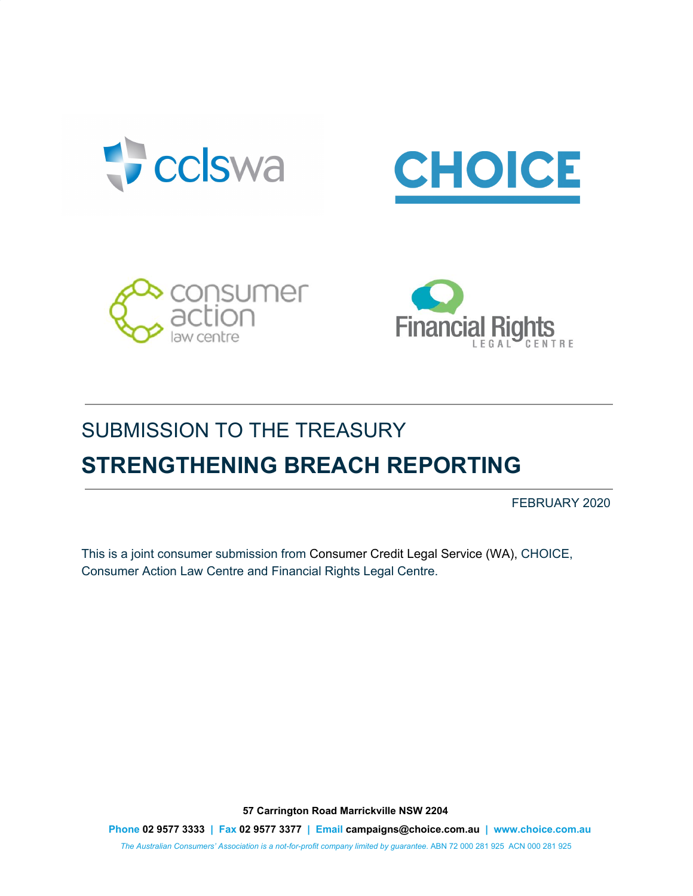SUBMISSION TO THE TREASURY

# STRENGTHENING BREACH REPORTING

FEBRUARY 2020

This is a joint consumer submission from Consumer Credit Legal Service (WA), CHOICE, Consumer Action Law Centre and Financial Rights Legal Centre.

**57 Carrington Road Marrickville NSW 2204**

**Phone 02 9577 3333 | Fax 02 9577 3377 | Email campaigns@choice.com.au | www.choice.com.au**

*The Australian Consumers' Association is a not-for-profit company limited by guarantee.* ABN 72 000 281 925 ACN 000 281 925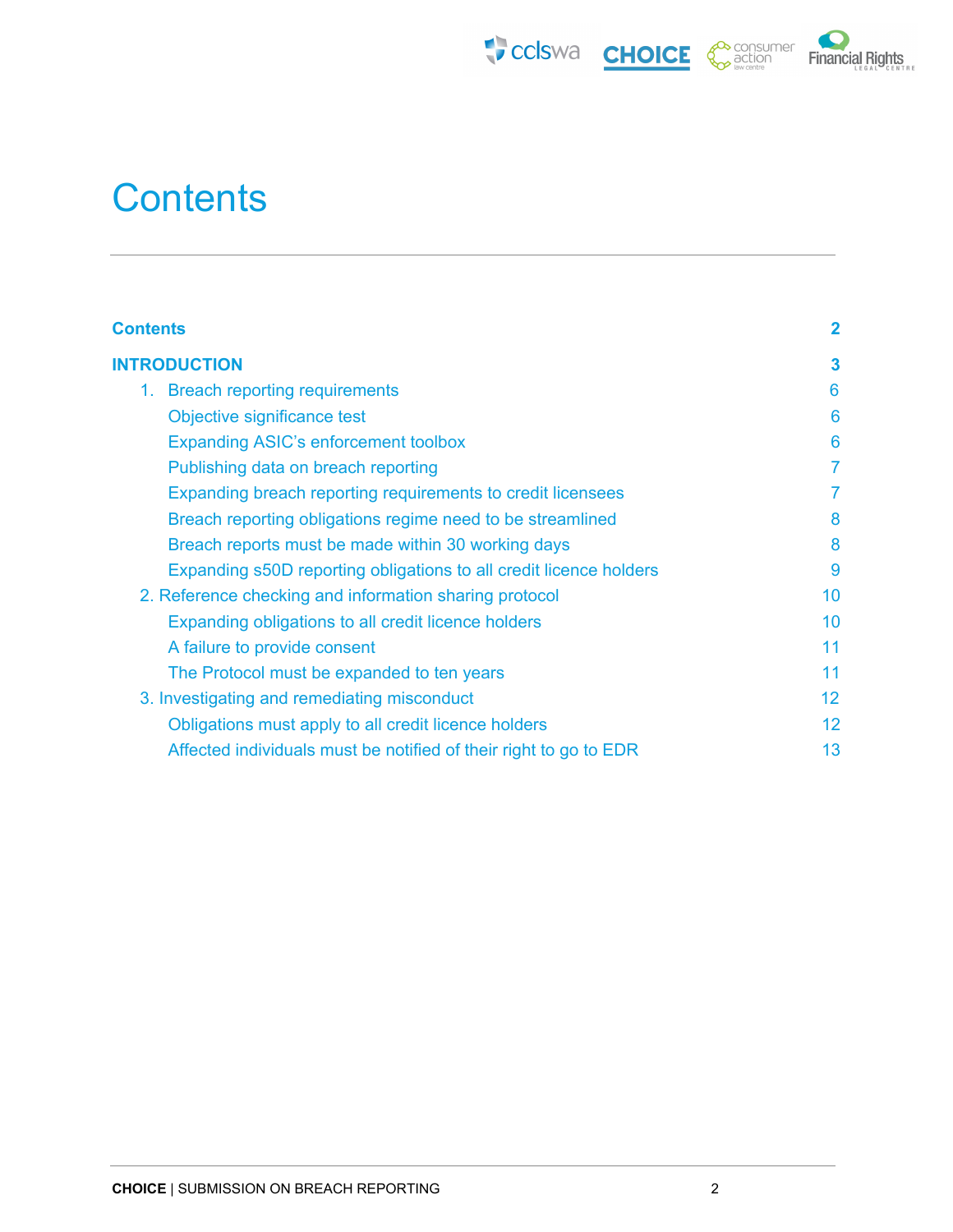# Contents

| | |
|---|---|
| **Contents** | **2** |
| **INTRODUCTION** | **3** |
| 1. Breach reporting requirements | 6 |
| Objective significance test | 6 |
| Expanding ASIC's enforcement toolbox | 6 |
| Publishing data on breach reporting | 7 |
| Expanding breach reporting requirements to credit licensees | 7 |
| Breach reporting obligations regime need to be streamlined | 8 |
| Breach reports must be made within 30 working days | 8 |
| Expanding s50D reporting obligations to all credit licence holders | 9 |
| 2. Reference checking and information sharing protocol | 10 |
| Expanding obligations to all credit licence holders | 10 |
| A failure to provide consent | 11 |
| The Protocol must be expanded to ten years | 11 |
| 3. Investigating and remediating misconduct | 12 |
| Obligations must apply to all credit licence holders | 12 |
| Affected individuals must be notified of their right to go to EDR | 13 |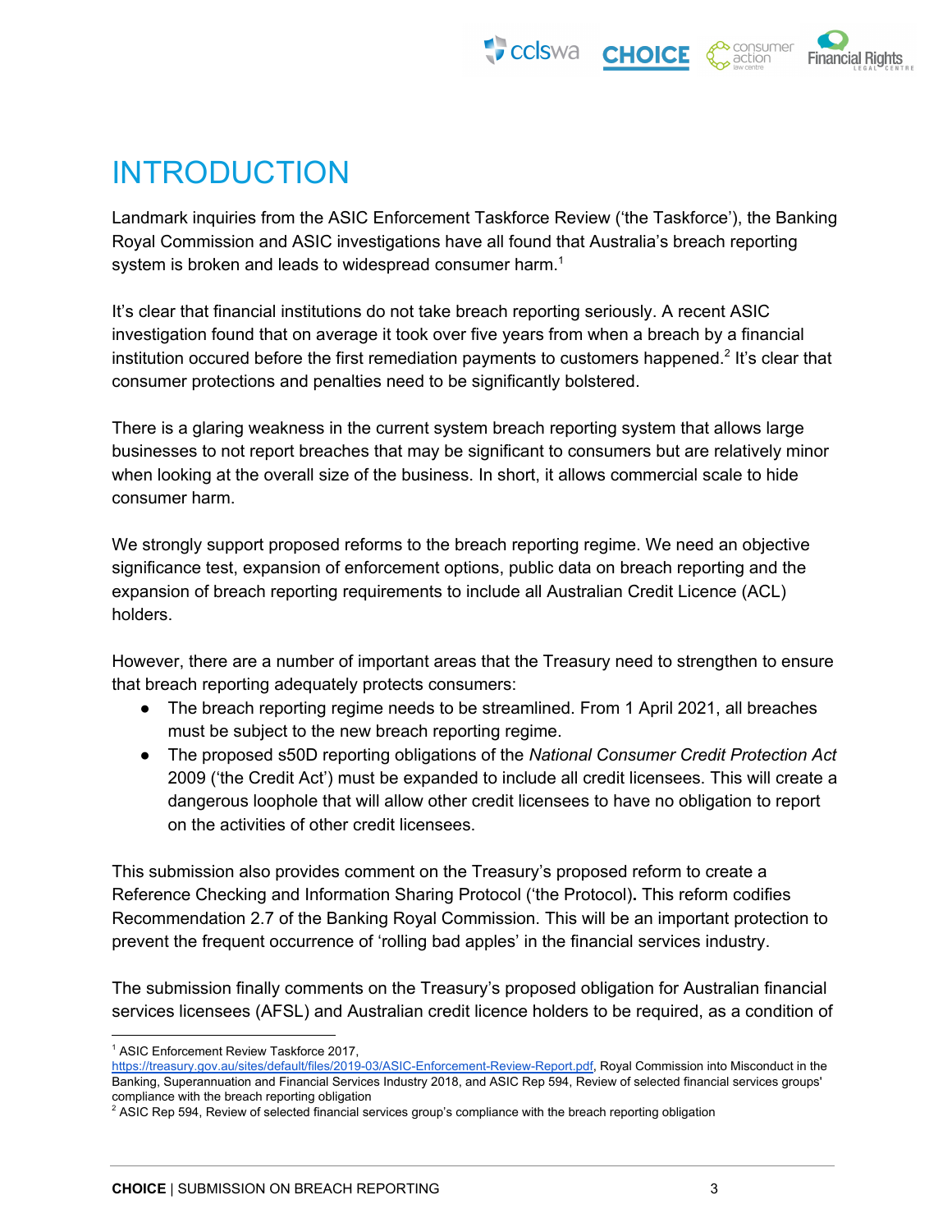# INTRODUCTION

Landmark inquiries from the ASIC Enforcement Taskforce Review ('the Taskforce'), the Banking Royal Commission and ASIC investigations have all found that Australia's breach reporting system is broken and leads to widespread consumer harm.[1]

It's clear that financial institutions do not take breach reporting seriously. A recent ASIC investigation found that on average it took over five years from when a breach by a financial institution occured before the first remediation payments to customers happened.[2] It's clear that consumer protections and penalties need to be significantly bolstered.

There is a glaring weakness in the current system breach reporting system that allows large businesses to not report breaches that may be significant to consumers but are relatively minor when looking at the overall size of the business. In short, it allows commercial scale to hide consumer harm.

We strongly support proposed reforms to the breach reporting regime. We need an objective significance test, expansion of enforcement options, public data on breach reporting and the expansion of breach reporting requirements to include all Australian Credit Licence (ACL) holders.

However, there are a number of important areas that the Treasury need to strengthen to ensure that breach reporting adequately protects consumers:

- The breach reporting regime needs to be streamlined. From 1 April 2021, all breaches must be subject to the new breach reporting regime.
- The proposed s50D reporting obligations of the *National Consumer Credit Protection Act* 2009 ('the Credit Act') must be expanded to include all credit licensees. This will create a dangerous loophole that will allow other credit licensees to have no obligation to report on the activities of other credit licensees.

This submission also provides comment on the Treasury's proposed reform to create a Reference Checking and Information Sharing Protocol ('the Protocol)**.** This reform codifies Recommendation 2.7 of the Banking Royal Commission. This will be an important protection to prevent the frequent occurrence of 'rolling bad apples' in the financial services industry.

The submission finally comments on the Treasury's proposed obligation for Australian financial services licensees (AFSL) and Australian credit licence holders to be required, as a condition of

---

[1] ASIC Enforcement Review Taskforce 2017, https://treasury.gov.au/sites/default/files/2019-03/ASIC-Enforcement-Review-Report.pdf, Royal Commission into Misconduct in the Banking, Superannuation and Financial Services Industry 2018, and ASIC Rep 594, Review of selected financial services groups' compliance with the breach reporting obligation

[2] ASIC Rep 594, Review of selected financial services group's compliance with the breach reporting obligation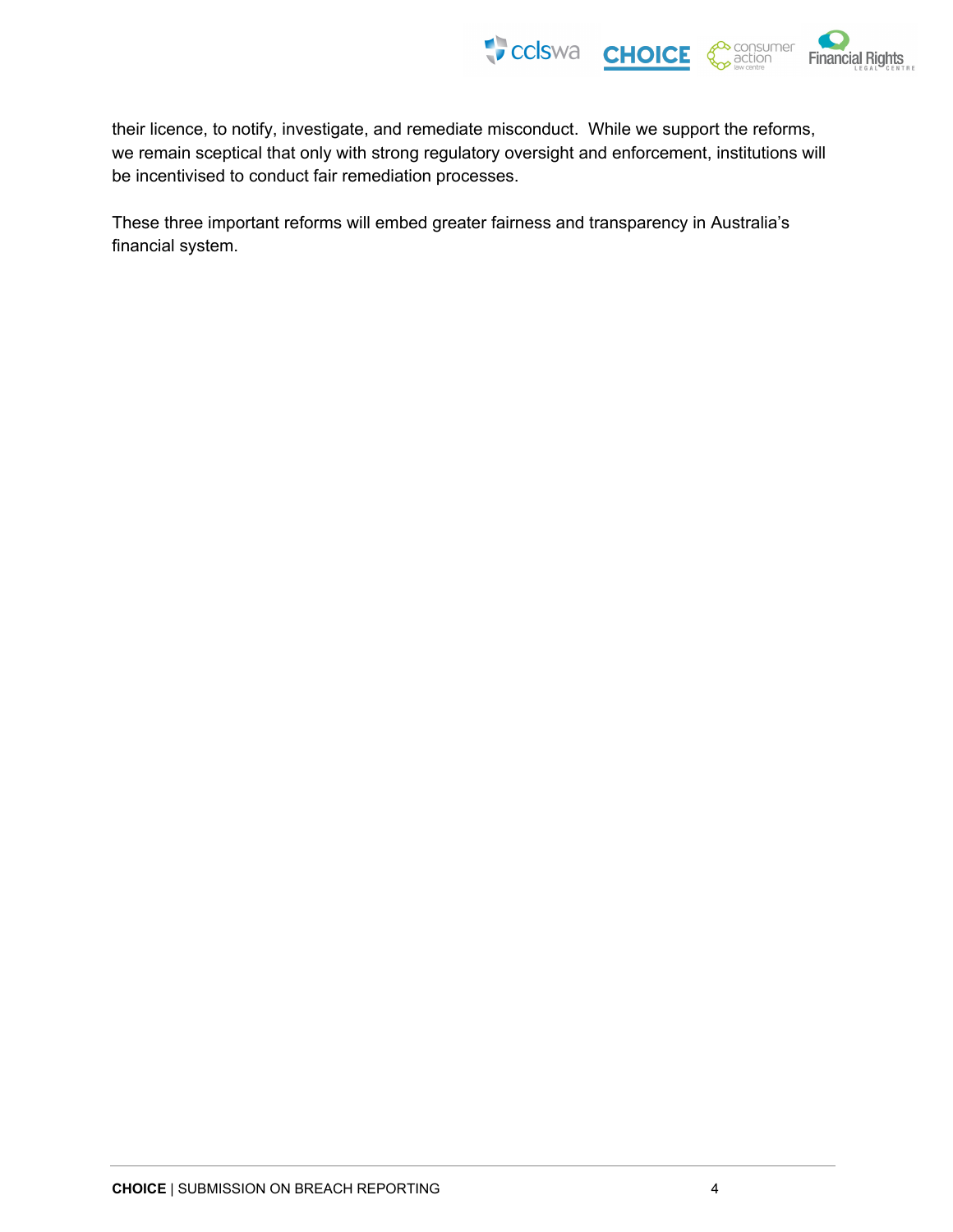their licence, to notify, investigate, and remediate misconduct. While we support the reforms, we remain sceptical that only with strong regulatory oversight and enforcement, institutions will be incentivised to conduct fair remediation processes.

These three important reforms will embed greater fairness and transparency in Australia's financial system.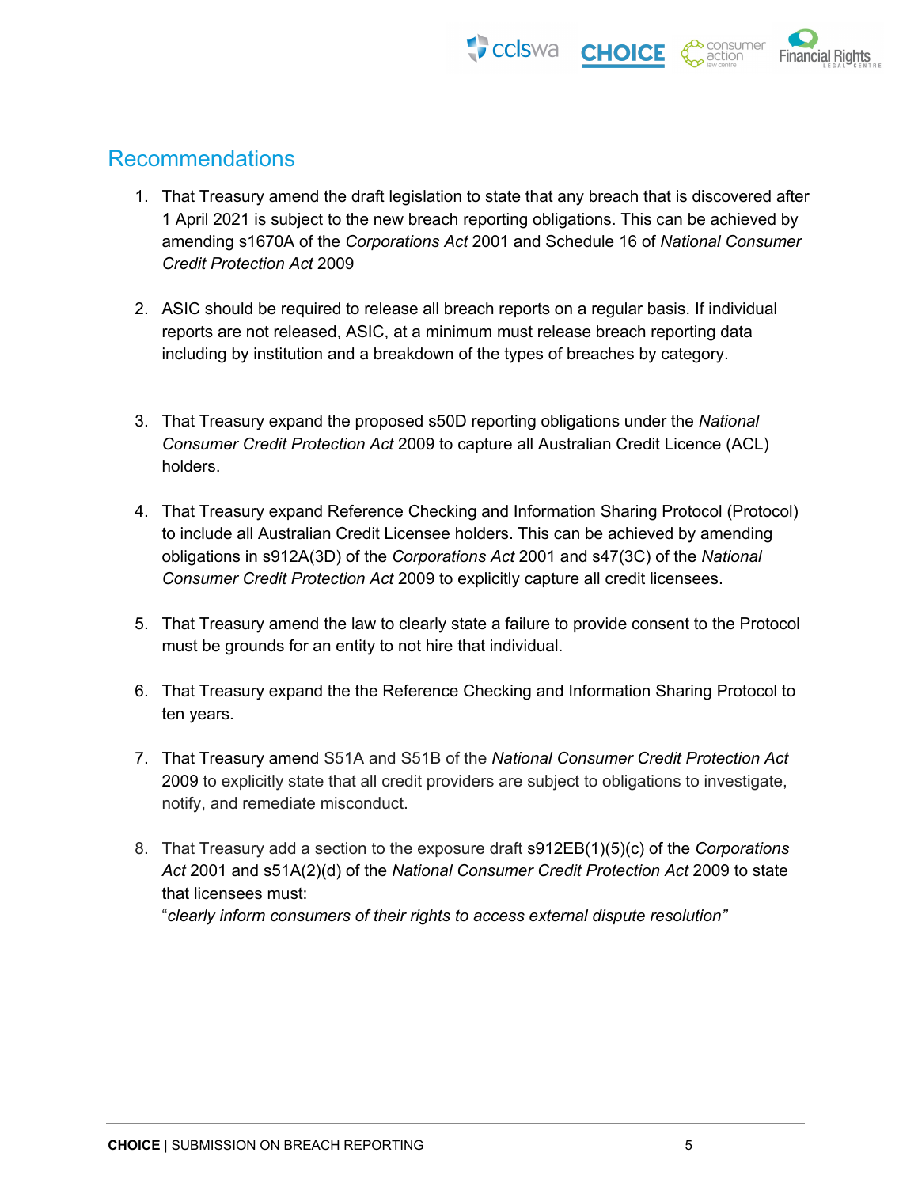## Recommendations

1. That Treasury amend the draft legislation to state that any breach that is discovered after 1 April 2021 is subject to the new breach reporting obligations. This can be achieved by amending s1670A of the *Corporations Act* 2001 and Schedule 16 of *National Consumer Credit Protection Act* 2009

2. ASIC should be required to release all breach reports on a regular basis. If individual reports are not released, ASIC, at a minimum must release breach reporting data including by institution and a breakdown of the types of breaches by category.

3. That Treasury expand the proposed s50D reporting obligations under the *National Consumer Credit Protection Act* 2009 to capture all Australian Credit Licence (ACL) holders.

4. That Treasury expand Reference Checking and Information Sharing Protocol (Protocol) to include all Australian Credit Licensee holders. This can be achieved by amending obligations in s912A(3D) of the *Corporations Act* 2001 and s47(3C) of the *National Consumer Credit Protection Act* 2009 to explicitly capture all credit licensees.

5. That Treasury amend the law to clearly state a failure to provide consent to the Protocol must be grounds for an entity to not hire that individual.

6. That Treasury expand the the Reference Checking and Information Sharing Protocol to ten years.

7. That Treasury amend S51A and S51B of the *National Consumer Credit Protection Act* 2009 to explicitly state that all credit providers are subject to obligations to investigate, notify, and remediate misconduct.

8. That Treasury add a section to the exposure draft s912EB(1)(5)(c) of the *Corporations Act* 2001 and s51A(2)(d) of the *National Consumer Credit Protection Act* 2009 to state that licensees must:
   "*clearly inform consumers of their rights to access external dispute resolution"*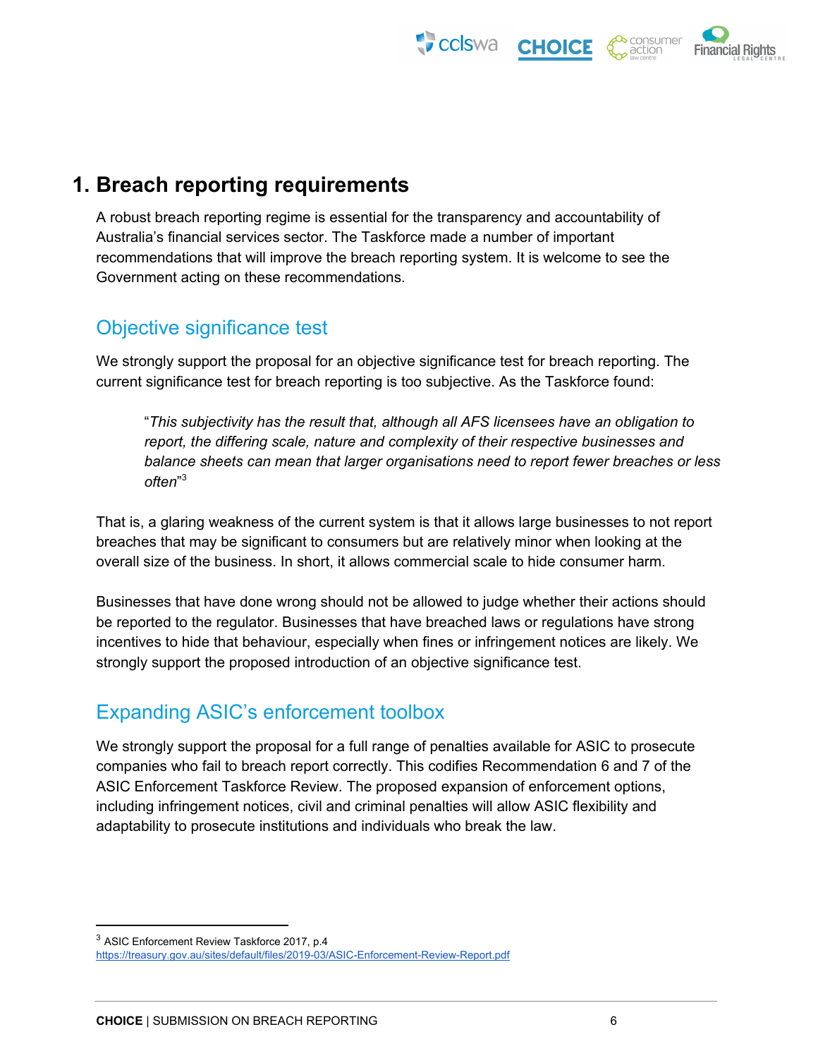# 1. Breach reporting requirements

A robust breach reporting regime is essential for the transparency and accountability of Australia's financial services sector. The Taskforce made a number of important recommendations that will improve the breach reporting system. It is welcome to see the Government acting on these recommendations.

## Objective significance test

We strongly support the proposal for an objective significance test for breach reporting. The current significance test for breach reporting is too subjective. As the Taskforce found:

> "*This subjectivity has the result that, although all AFS licensees have an obligation to report, the differing scale, nature and complexity of their respective businesses and balance sheets can mean that larger organisations need to report fewer breaches or less often*"[3]

That is, a glaring weakness of the current system is that it allows large businesses to not report breaches that may be significant to consumers but are relatively minor when looking at the overall size of the business. In short, it allows commercial scale to hide consumer harm.

Businesses that have done wrong should not be allowed to judge whether their actions should be reported to the regulator. Businesses that have breached laws or regulations have strong incentives to hide that behaviour, especially when fines or infringement notices are likely. We strongly support the proposed introduction of an objective significance test.

## Expanding ASIC's enforcement toolbox

We strongly support the proposal for a full range of penalties available for ASIC to prosecute companies who fail to breach report correctly. This codifies Recommendation 6 and 7 of the ASIC Enforcement Taskforce Review. The proposed expansion of enforcement options, including infringement notices, civil and criminal penalties will allow ASIC flexibility and adaptability to prosecute institutions and individuals who break the law.

---

[3] ASIC Enforcement Review Taskforce 2017, p.4 https://treasury.gov.au/sites/default/files/2019-03/ASIC-Enforcement-Review-Report.pdf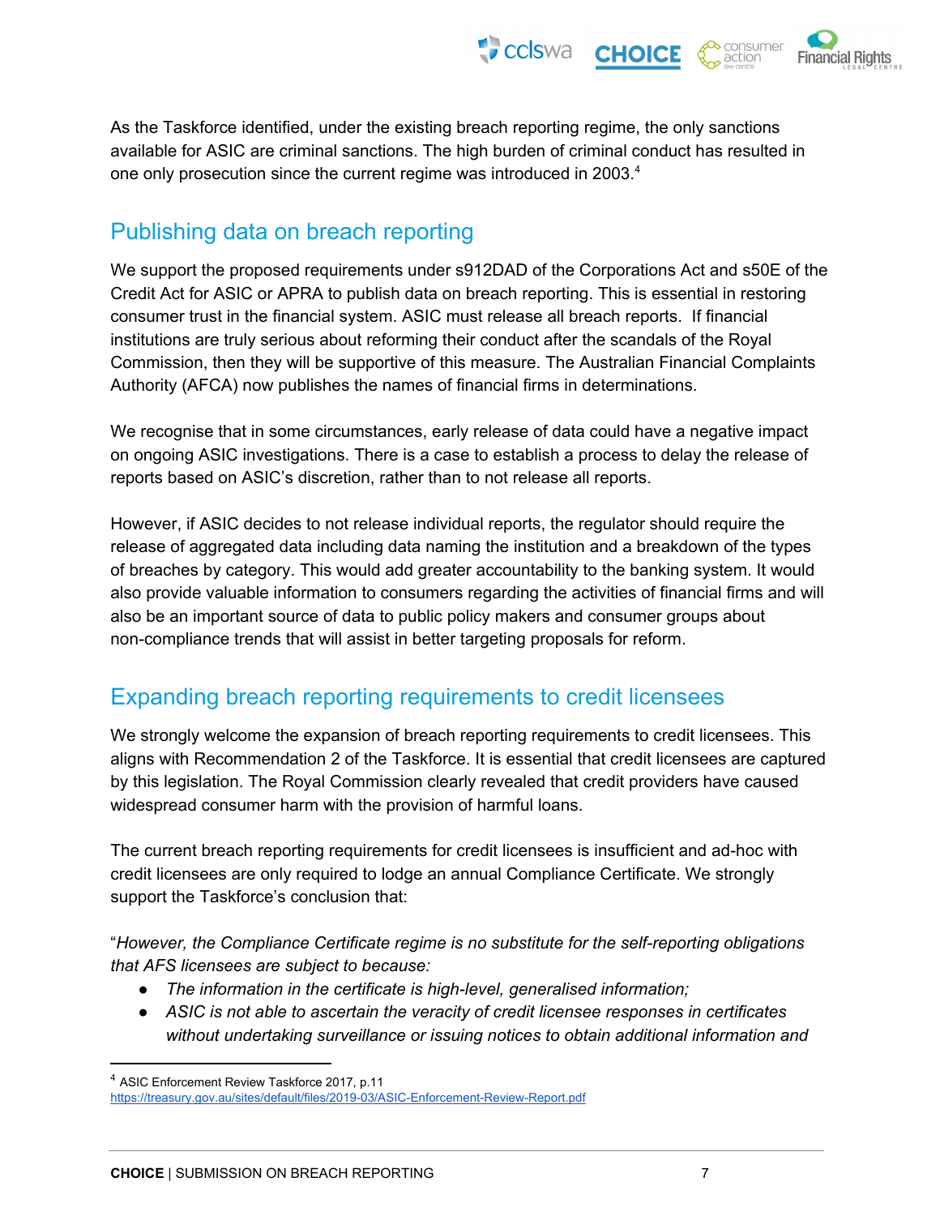As the Taskforce identified, under the existing breach reporting regime, the only sanctions available for ASIC are criminal sanctions. The high burden of criminal conduct has resulted in one only prosecution since the current regime was introduced in 2003.[4]

## Publishing data on breach reporting

We support the proposed requirements under s912DAD of the Corporations Act and s50E of the Credit Act for ASIC or APRA to publish data on breach reporting. This is essential in restoring consumer trust in the financial system. ASIC must release all breach reports. If financial institutions are truly serious about reforming their conduct after the scandals of the Royal Commission, then they will be supportive of this measure. The Australian Financial Complaints Authority (AFCA) now publishes the names of financial firms in determinations.

We recognise that in some circumstances, early release of data could have a negative impact on ongoing ASIC investigations. There is a case to establish a process to delay the release of reports based on ASIC's discretion, rather than to not release all reports.

However, if ASIC decides to not release individual reports, the regulator should require the release of aggregated data including data naming the institution and a breakdown of the types of breaches by category. This would add greater accountability to the banking system. It would also provide valuable information to consumers regarding the activities of financial firms and will also be an important source of data to public policy makers and consumer groups about non-compliance trends that will assist in better targeting proposals for reform.

## Expanding breach reporting requirements to credit licensees

We strongly welcome the expansion of breach reporting requirements to credit licensees. This aligns with Recommendation 2 of the Taskforce. It is essential that credit licensees are captured by this legislation. The Royal Commission clearly revealed that credit providers have caused widespread consumer harm with the provision of harmful loans.

The current breach reporting requirements for credit licensees is insufficient and ad-hoc with credit licensees are only required to lodge an annual Compliance Certificate. We strongly support the Taskforce's conclusion that:

"*However, the Compliance Certificate regime is no substitute for the self-reporting obligations that AFS licensees are subject to because:*

- *The information in the certificate is high-level, generalised information;*
- *ASIC is not able to ascertain the veracity of credit licensee responses in certificates without undertaking surveillance or issuing notices to obtain additional information and*

[4] ASIC Enforcement Review Taskforce 2017, p.11 https://treasury.gov.au/sites/default/files/2019-03/ASIC-Enforcement-Review-Report.pdf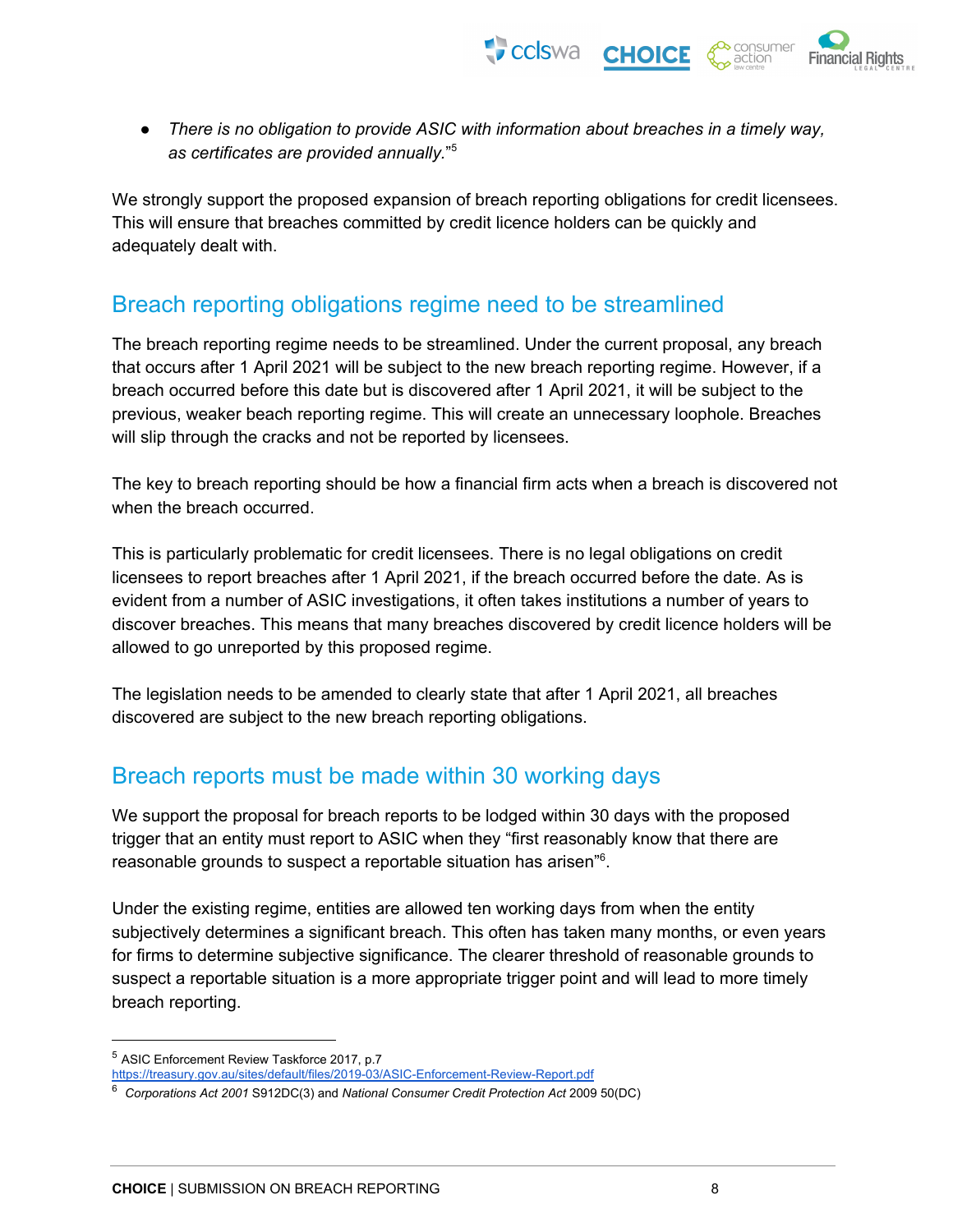- *There is no obligation to provide ASIC with information about breaches in a timely way, as certificates are provided annually.*"[5]

We strongly support the proposed expansion of breach reporting obligations for credit licensees. This will ensure that breaches committed by credit licence holders can be quickly and adequately dealt with.

## Breach reporting obligations regime need to be streamlined

The breach reporting regime needs to be streamlined. Under the current proposal, any breach that occurs after 1 April 2021 will be subject to the new breach reporting regime. However, if a breach occurred before this date but is discovered after 1 April 2021, it will be subject to the previous, weaker beach reporting regime. This will create an unnecessary loophole. Breaches will slip through the cracks and not be reported by licensees.

The key to breach reporting should be how a financial firm acts when a breach is discovered not when the breach occurred.

This is particularly problematic for credit licensees. There is no legal obligations on credit licensees to report breaches after 1 April 2021, if the breach occurred before the date. As is evident from a number of ASIC investigations, it often takes institutions a number of years to discover breaches. This means that many breaches discovered by credit licence holders will be allowed to go unreported by this proposed regime.

The legislation needs to be amended to clearly state that after 1 April 2021, all breaches discovered are subject to the new breach reporting obligations.

## Breach reports must be made within 30 working days

We support the proposal for breach reports to be lodged within 30 days with the proposed trigger that an entity must report to ASIC when they "first reasonably know that there are reasonable grounds to suspect a reportable situation has arisen"[6].

Under the existing regime, entities are allowed ten working days from when the entity subjectively determines a significant breach. This often has taken many months, or even years for firms to determine subjective significance. The clearer threshold of reasonable grounds to suspect a reportable situation is a more appropriate trigger point and will lead to more timely breach reporting.

---

[5] ASIC Enforcement Review Taskforce 2017, p.7 https://treasury.gov.au/sites/default/files/2019-03/ASIC-Enforcement-Review-Report.pdf

[6] *Corporations Act 2001* S912DC(3) and *National Consumer Credit Protection Act* 2009 50(DC)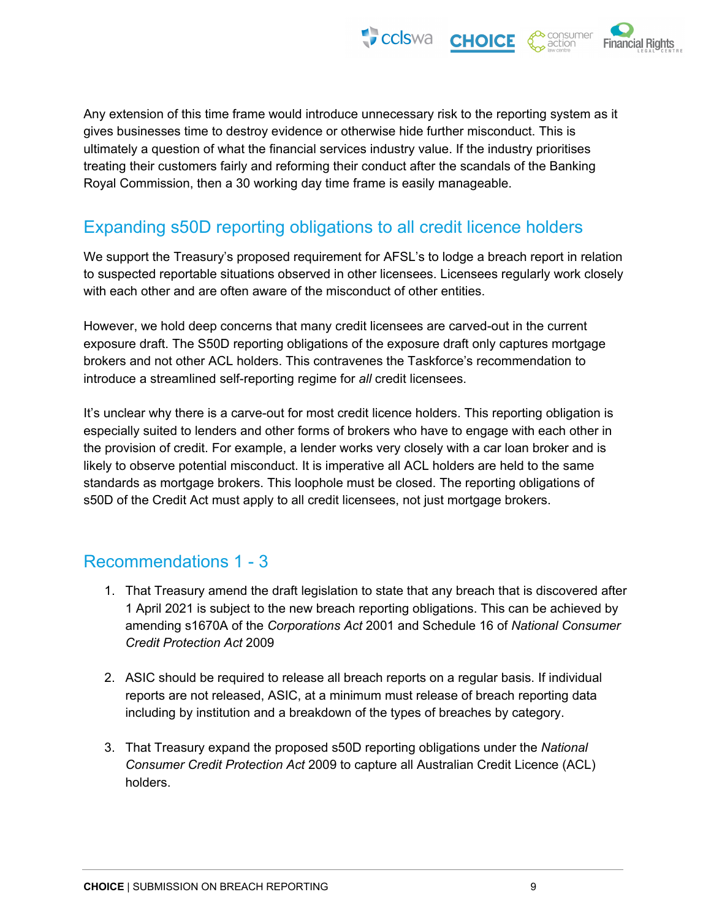Any extension of this time frame would introduce unnecessary risk to the reporting system as it gives businesses time to destroy evidence or otherwise hide further misconduct. This is ultimately a question of what the financial services industry value. If the industry prioritises treating their customers fairly and reforming their conduct after the scandals of the Banking Royal Commission, then a 30 working day time frame is easily manageable.

## Expanding s50D reporting obligations to all credit licence holders

We support the Treasury's proposed requirement for AFSL's to lodge a breach report in relation to suspected reportable situations observed in other licensees. Licensees regularly work closely with each other and are often aware of the misconduct of other entities.

However, we hold deep concerns that many credit licensees are carved-out in the current exposure draft. The S50D reporting obligations of the exposure draft only captures mortgage brokers and not other ACL holders. This contravenes the Taskforce's recommendation to introduce a streamlined self-reporting regime for *all* credit licensees.

It's unclear why there is a carve-out for most credit licence holders. This reporting obligation is especially suited to lenders and other forms of brokers who have to engage with each other in the provision of credit. For example, a lender works very closely with a car loan broker and is likely to observe potential misconduct. It is imperative all ACL holders are held to the same standards as mortgage brokers. This loophole must be closed. The reporting obligations of s50D of the Credit Act must apply to all credit licensees, not just mortgage brokers.

## Recommendations 1 - 3

1. That Treasury amend the draft legislation to state that any breach that is discovered after 1 April 2021 is subject to the new breach reporting obligations. This can be achieved by amending s1670A of the *Corporations Act* 2001 and Schedule 16 of *National Consumer Credit Protection Act* 2009

2. ASIC should be required to release all breach reports on a regular basis. If individual reports are not released, ASIC, at a minimum must release of breach reporting data including by institution and a breakdown of the types of breaches by category.

3. That Treasury expand the proposed s50D reporting obligations under the *National Consumer Credit Protection Act* 2009 to capture all Australian Credit Licence (ACL) holders.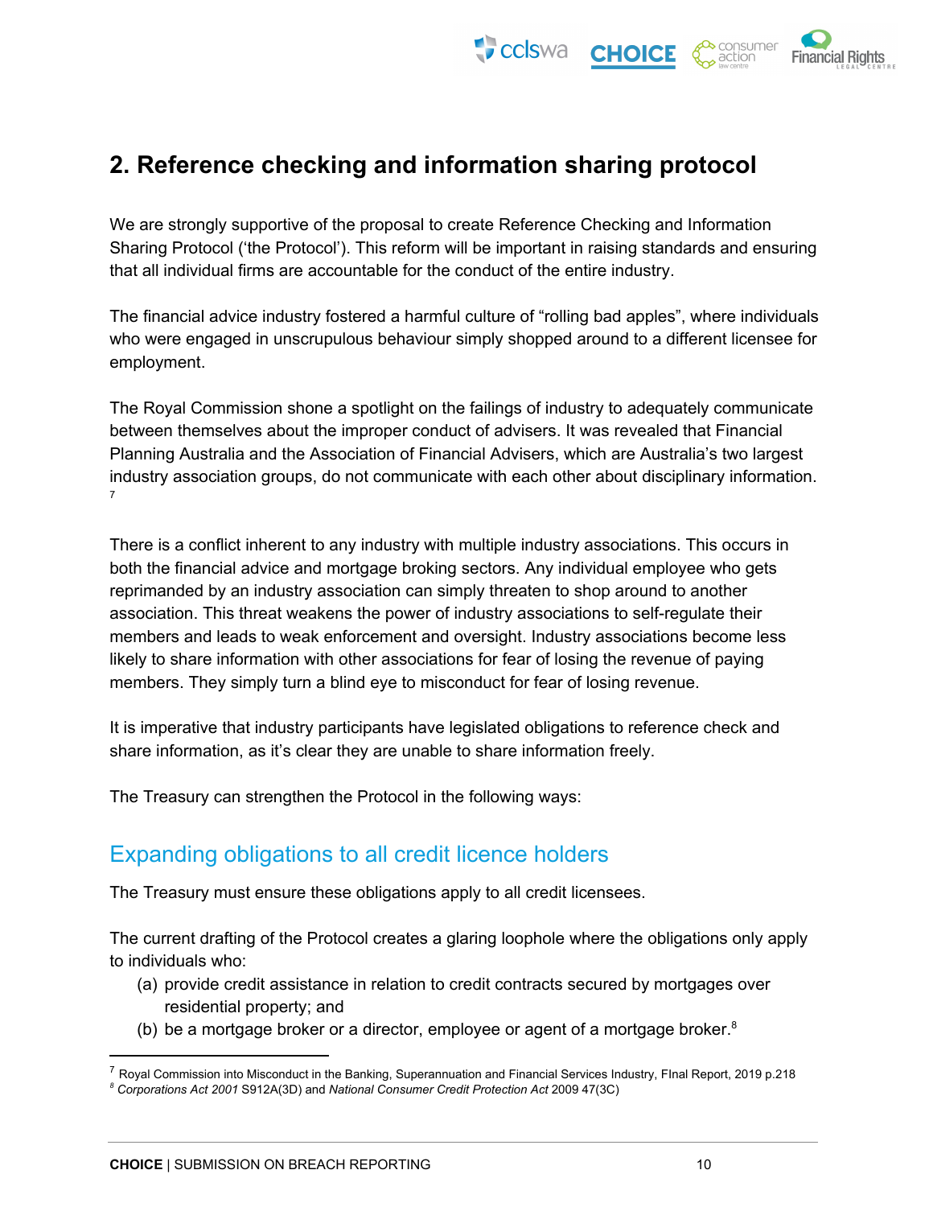## 2. Reference checking and information sharing protocol

We are strongly supportive of the proposal to create Reference Checking and Information Sharing Protocol ('the Protocol'). This reform will be important in raising standards and ensuring that all individual firms are accountable for the conduct of the entire industry.

The financial advice industry fostered a harmful culture of "rolling bad apples", where individuals who were engaged in unscrupulous behaviour simply shopped around to a different licensee for employment.

The Royal Commission shone a spotlight on the failings of industry to adequately communicate between themselves about the improper conduct of advisers. It was revealed that Financial Planning Australia and the Association of Financial Advisers, which are Australia's two largest industry association groups, do not communicate with each other about disciplinary information. [7]

There is a conflict inherent to any industry with multiple industry associations. This occurs in both the financial advice and mortgage broking sectors. Any individual employee who gets reprimanded by an industry association can simply threaten to shop around to another association. This threat weakens the power of industry associations to self-regulate their members and leads to weak enforcement and oversight. Industry associations become less likely to share information with other associations for fear of losing the revenue of paying members. They simply turn a blind eye to misconduct for fear of losing revenue.

It is imperative that industry participants have legislated obligations to reference check and share information, as it's clear they are unable to share information freely.

The Treasury can strengthen the Protocol in the following ways:

### Expanding obligations to all credit licence holders

The Treasury must ensure these obligations apply to all credit licensees.

The current drafting of the Protocol creates a glaring loophole where the obligations only apply to individuals who:

(a) provide credit assistance in relation to credit contracts secured by mortgages over residential property; and
(b) be a mortgage broker or a director, employee or agent of a mortgage broker.[8]

---

[7] Royal Commission into Misconduct in the Banking, Superannuation and Financial Services Industry, FInal Report, 2019 p.218

[8] *Corporations Act 2001* S912A(3D) and *National Consumer Credit Protection Act* 2009 47(3C)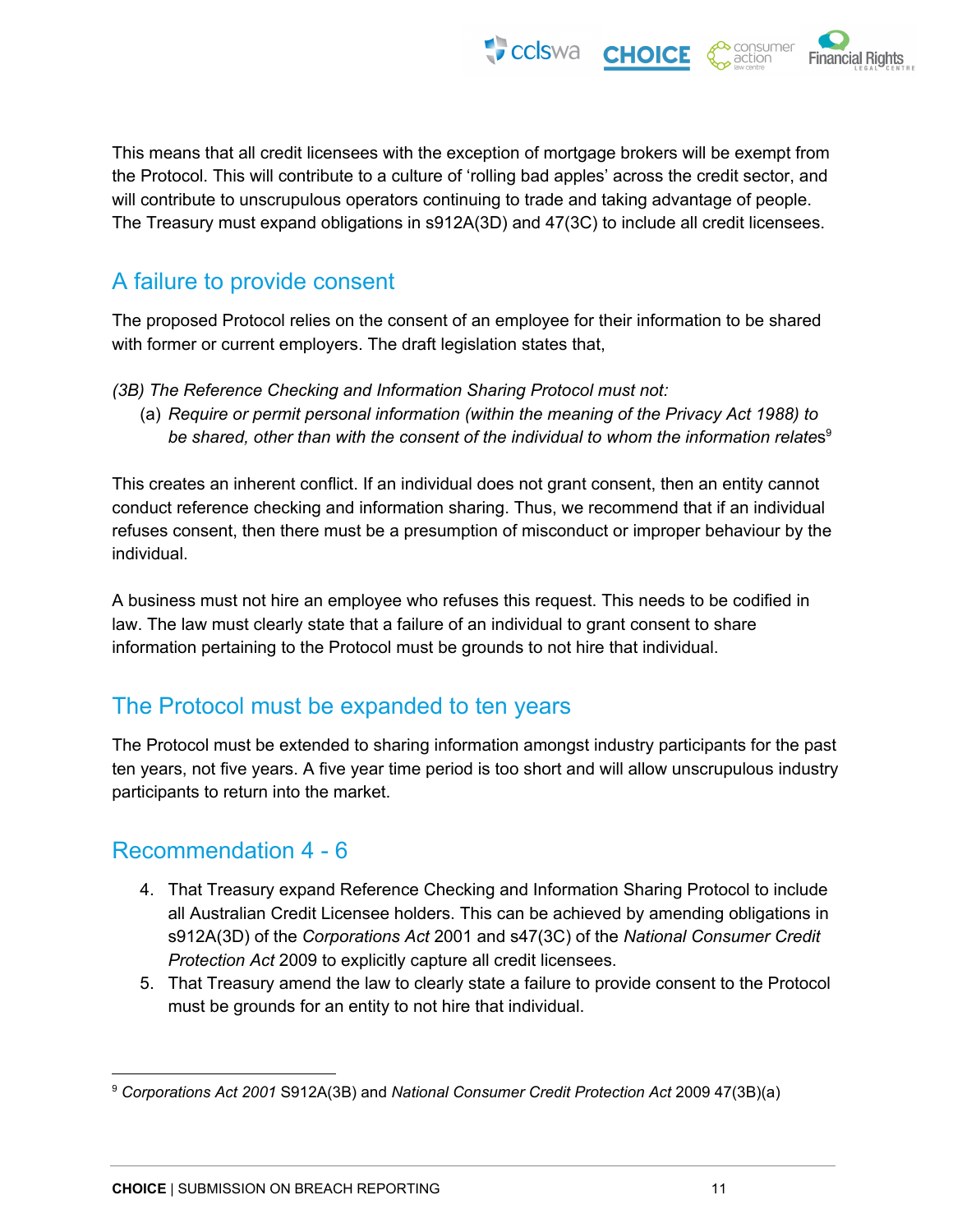This means that all credit licensees with the exception of mortgage brokers will be exempt from the Protocol. This will contribute to a culture of 'rolling bad apples' across the credit sector, and will contribute to unscrupulous operators continuing to trade and taking advantage of people. The Treasury must expand obligations in s912A(3D) and 47(3C) to include all credit licensees.

## A failure to provide consent

The proposed Protocol relies on the consent of an employee for their information to be shared with former or current employers. The draft legislation states that,

*(3B) The Reference Checking and Information Sharing Protocol must not:*

(a) *Require or permit personal information (within the meaning of the Privacy Act 1988) to be shared, other than with the consent of the individual to whom the information relates*[9]

This creates an inherent conflict. If an individual does not grant consent, then an entity cannot conduct reference checking and information sharing. Thus, we recommend that if an individual refuses consent, then there must be a presumption of misconduct or improper behaviour by the individual.

A business must not hire an employee who refuses this request. This needs to be codified in law. The law must clearly state that a failure of an individual to grant consent to share information pertaining to the Protocol must be grounds to not hire that individual.

## The Protocol must be expanded to ten years

The Protocol must be extended to sharing information amongst industry participants for the past ten years, not five years. A five year time period is too short and will allow unscrupulous industry participants to return into the market.

## Recommendation 4 - 6

4. That Treasury expand Reference Checking and Information Sharing Protocol to include all Australian Credit Licensee holders. This can be achieved by amending obligations in s912A(3D) of the *Corporations Act* 2001 and s47(3C) of the *National Consumer Credit Protection Act* 2009 to explicitly capture all credit licensees.
5. That Treasury amend the law to clearly state a failure to provide consent to the Protocol must be grounds for an entity to not hire that individual.

---

[9] *Corporations Act 2001* S912A(3B) and *National Consumer Credit Protection Act* 2009 47(3B)(a)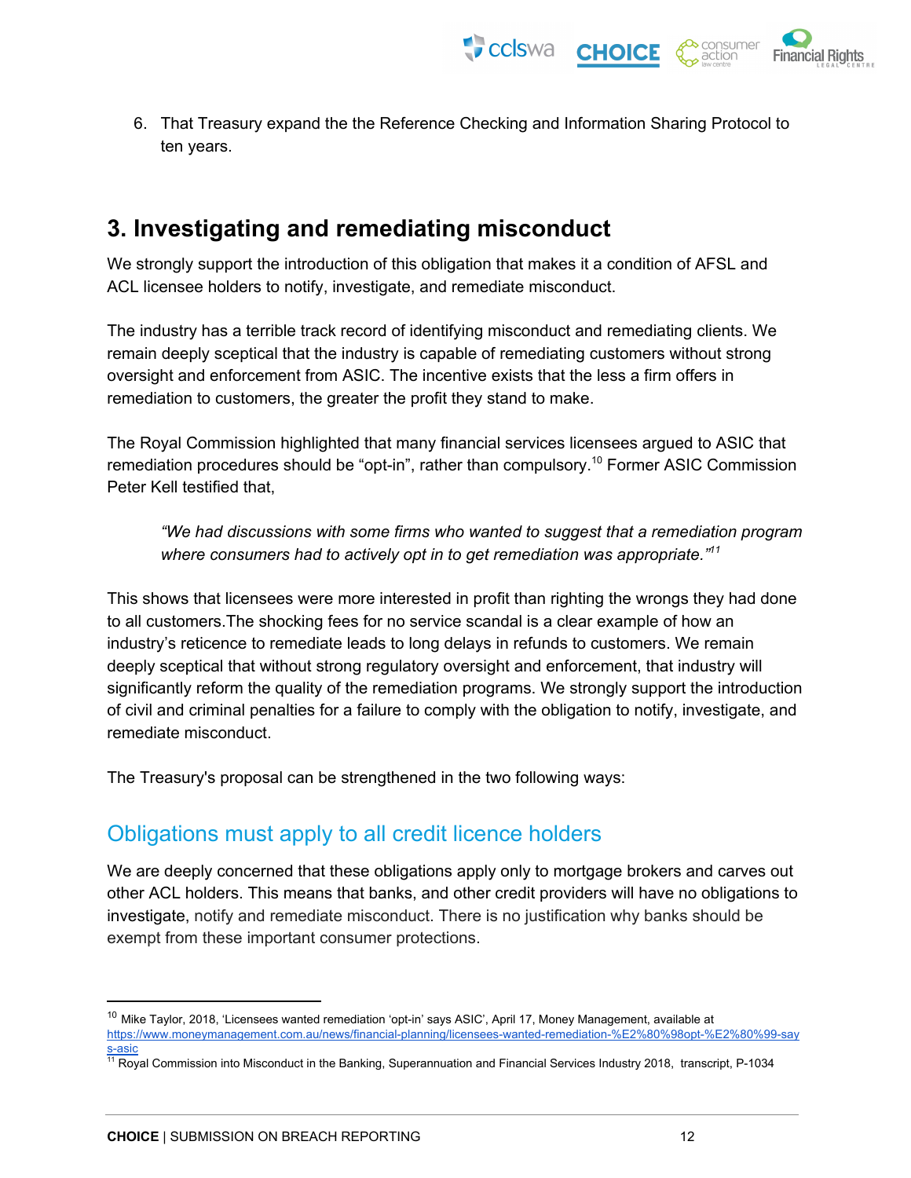6. That Treasury expand the the Reference Checking and Information Sharing Protocol to ten years.

## 3. Investigating and remediating misconduct

We strongly support the introduction of this obligation that makes it a condition of AFSL and ACL licensee holders to notify, investigate, and remediate misconduct.

The industry has a terrible track record of identifying misconduct and remediating clients. We remain deeply sceptical that the industry is capable of remediating customers without strong oversight and enforcement from ASIC. The incentive exists that the less a firm offers in remediation to customers, the greater the profit they stand to make.

The Royal Commission highlighted that many financial services licensees argued to ASIC that remediation procedures should be "opt-in", rather than compulsory.[10] Former ASIC Commission Peter Kell testified that,

> *"We had discussions with some firms who wanted to suggest that a remediation program where consumers had to actively opt in to get remediation was appropriate."*[11]

This shows that licensees were more interested in profit than righting the wrongs they had done to all customers.The shocking fees for no service scandal is a clear example of how an industry's reticence to remediate leads to long delays in refunds to customers. We remain deeply sceptical that without strong regulatory oversight and enforcement, that industry will significantly reform the quality of the remediation programs. We strongly support the introduction of civil and criminal penalties for a failure to comply with the obligation to notify, investigate, and remediate misconduct.

The Treasury's proposal can be strengthened in the two following ways:

### Obligations must apply to all credit licence holders

We are deeply concerned that these obligations apply only to mortgage brokers and carves out other ACL holders. This means that banks, and other credit providers will have no obligations to investigate, notify and remediate misconduct. There is no justification why banks should be exempt from these important consumer protections.

---

[10] Mike Taylor, 2018, 'Licensees wanted remediation 'opt-in' says ASIC', April 17, Money Management, available at https://www.moneymanagement.com.au/news/financial-planning/licensees-wanted-remediation-%E2%80%98opt-%E2%80%99-says-asic

[11] Royal Commission into Misconduct in the Banking, Superannuation and Financial Services Industry 2018, transcript, P-1034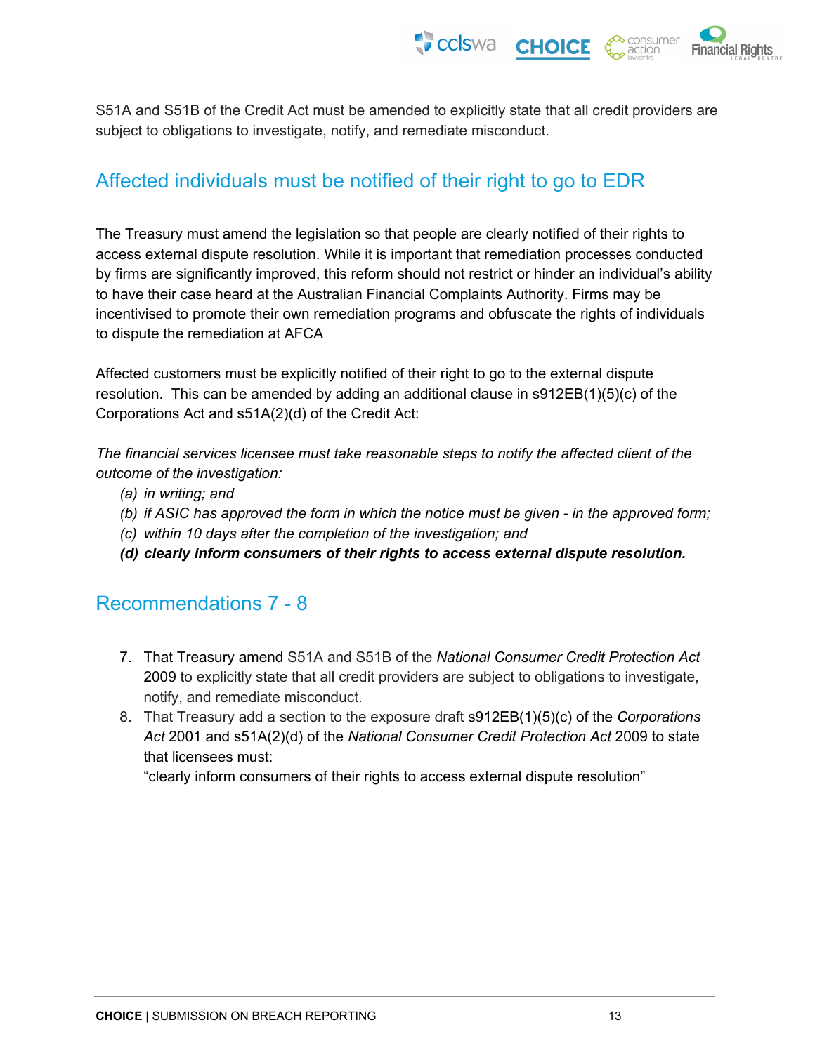S51A and S51B of the Credit Act must be amended to explicitly state that all credit providers are subject to obligations to investigate, notify, and remediate misconduct.

## Affected individuals must be notified of their right to go to EDR

The Treasury must amend the legislation so that people are clearly notified of their rights to access external dispute resolution. While it is important that remediation processes conducted by firms are significantly improved, this reform should not restrict or hinder an individual's ability to have their case heard at the Australian Financial Complaints Authority. Firms may be incentivised to promote their own remediation programs and obfuscate the rights of individuals to dispute the remediation at AFCA

Affected customers must be explicitly notified of their right to go to the external dispute resolution. This can be amended by adding an additional clause in s912EB(1)(5)(c) of the Corporations Act and s51A(2)(d) of the Credit Act:

*The financial services licensee must take reasonable steps to notify the affected client of the outcome of the investigation:*

*(a) in writing; and*
*(b) if ASIC has approved the form in which the notice must be given - in the approved form;*
*(c) within 10 days after the completion of the investigation; and*
***(d) clearly inform consumers of their rights to access external dispute resolution.***

## Recommendations 7 - 8

7. That Treasury amend S51A and S51B of the *National Consumer Credit Protection Act* 2009 to explicitly state that all credit providers are subject to obligations to investigate, notify, and remediate misconduct.
8. That Treasury add a section to the exposure draft s912EB(1)(5)(c) of the *Corporations Act* 2001 and s51A(2)(d) of the *National Consumer Credit Protection Act* 2009 to state that licensees must:
   "clearly inform consumers of their rights to access external dispute resolution"